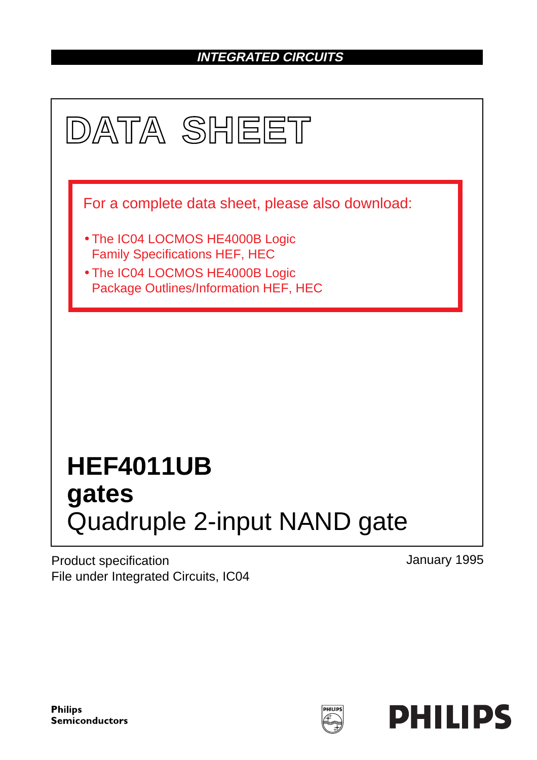**INTEGRATED CIRCUITS**

# DATA SHEET

For a complete data sheet, please also download:

- The IC04 LOCMOS HE4000B Logic Family Specifications HEF, HEC
- The IC04 LOCMOS HE4000B Logic Package Outlines/Information HEF, HEC

## HEF4011UB
## gates
Quadruple 2-input NAND gate

Product specification
File under Integrated Circuits, IC04

January 1995

Philips Semiconductors

PHILIPS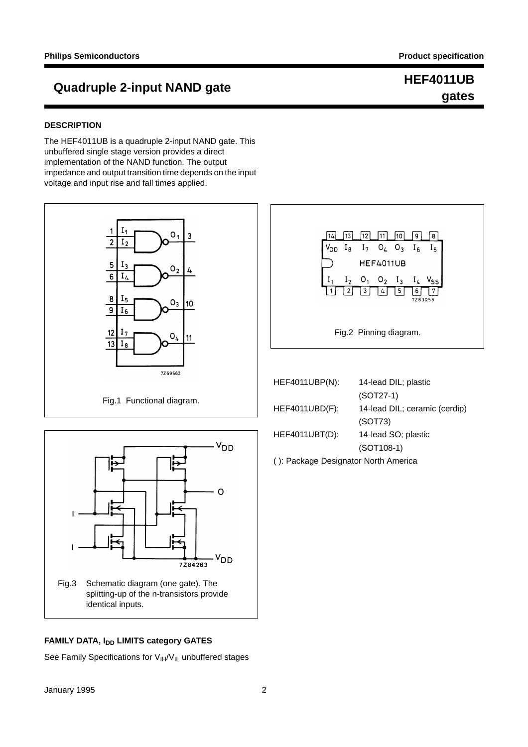## DESCRIPTION

The HEF4011UB is a quadruple 2-input NAND gate. This unbuffered single stage version provides a direct implementation of the NAND function. The output impedance and output transition time depends on the input voltage and input rise and fall times applied.

Fig.1 Functional diagram.

Fig.2 Pinning diagram.

| | |
|---|---|
| HEF4011UBP(N): | 14-lead DIL; plastic (SOT27-1) |
| HEF4011UBD(F): | 14-lead DIL; ceramic (cerdip) (SOT73) |
| HEF4011UBT(D): | 14-lead SO; plastic (SOT108-1) |

( ): Package Designator North America

Fig.3 Schematic diagram (one gate). The splitting-up of the n-transistors provide identical inputs.

## FAMILY DATA, $I_{DD}$ LIMITS category GATES

See Family Specifications for $V_{IH}/V_{IL}$ unbuffered stages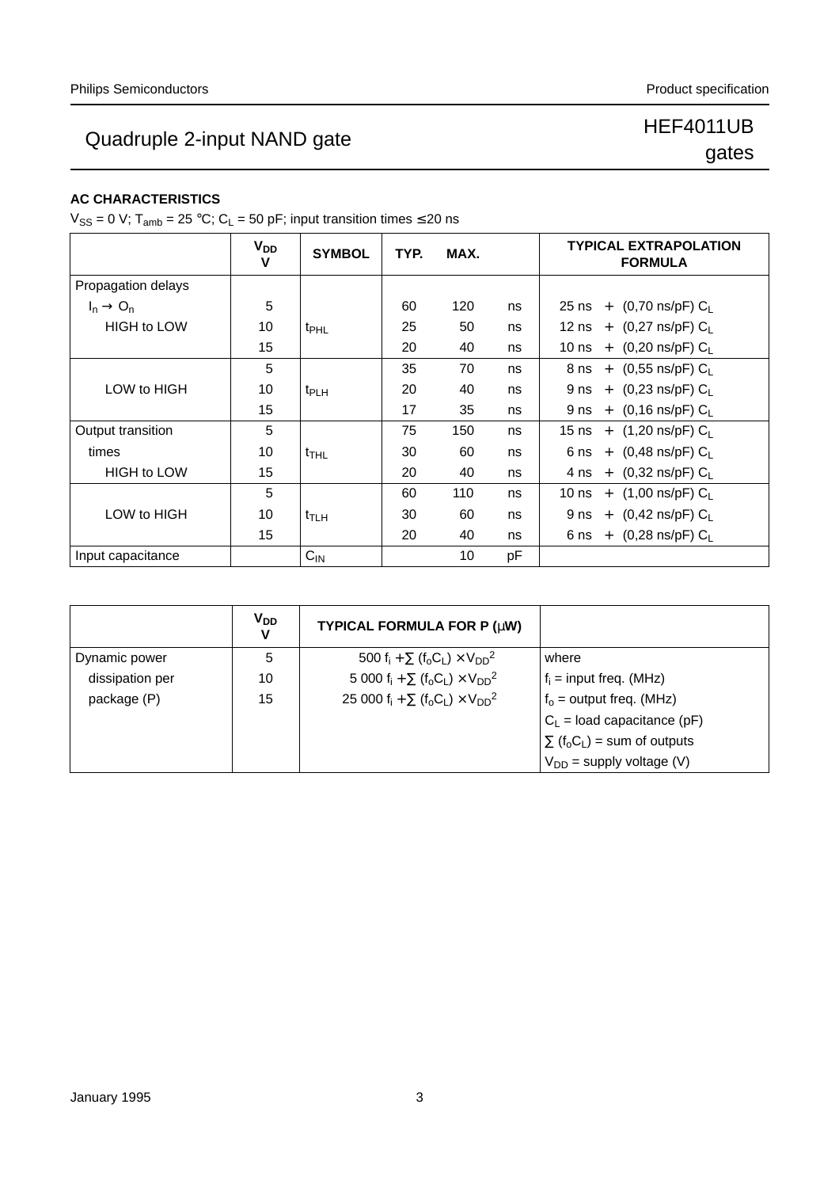# Quadruple 2-input NAND gate

## HEF4011UB gates

### AC CHARACTERISTICS

$V_{SS}$ = 0 V; $T_{amb}$ = 25 °C; $C_L$ = 50 pF; input transition times ≤ 20 ns

| | $V_{DD}$ V | SYMBOL | TYP. | MAX. | | TYPICAL EXTRAPOLATION FORMULA |
|---|---|---|---|---|---|---|
| Propagation delays | | | | | | |
| $I_n \rightarrow O_n$ | 5 | | 60 | 120 | ns | 25 ns + (0,70 ns/pF) $C_L$ |
| HIGH to LOW | 10 | $t_{PHL}$ | 25 | 50 | ns | 12 ns + (0,27 ns/pF) $C_L$ |
| | 15 | | 20 | 40 | ns | 10 ns + (0,20 ns/pF) $C_L$ |
| | 5 | | 35 | 70 | ns | 8 ns + (0,55 ns/pF) $C_L$ |
| LOW to HIGH | 10 | $t_{PLH}$ | 20 | 40 | ns | 9 ns + (0,23 ns/pF) $C_L$ |
| | 15 | | 17 | 35 | ns | 9 ns + (0,16 ns/pF) $C_L$ |
| Output transition | 5 | | 75 | 150 | ns | 15 ns + (1,20 ns/pF) $C_L$ |
| times | 10 | $t_{THL}$ | 30 | 60 | ns | 6 ns + (0,48 ns/pF) $C_L$ |
| HIGH to LOW | 15 | | 20 | 40 | ns | 4 ns + (0,32 ns/pF) $C_L$ |
| | 5 | | 60 | 110 | ns | 10 ns + (1,00 ns/pF) $C_L$ |
| LOW to HIGH | 10 | $t_{TLH}$ | 30 | 60 | ns | 9 ns + (0,42 ns/pF) $C_L$ |
| | 15 | | 20 | 40 | ns | 6 ns + (0,28 ns/pF) $C_L$ |
| Input capacitance | | $C_{IN}$ | | 10 | pF | |

| | $V_{DD}$ V | TYPICAL FORMULA FOR P (μW) | |
|---|---|---|---|
| Dynamic power | 5 | $500\ f_i + \sum (f_o C_L) \times V_{DD}^2$ | where |
| dissipation per | 10 | $5\ 000\ f_i + \sum (f_o C_L) \times V_{DD}^2$ | $f_i$ = input freq. (MHz) |
| package (P) | 15 | $25\ 000\ f_i + \sum (f_o C_L) \times V_{DD}^2$ | $f_o$ = output freq. (MHz) |
| | | | $C_L$ = load capacitance (pF) |
| | | | $\sum (f_o C_L)$ = sum of outputs |
| | | | $V_{DD}$ = supply voltage (V) |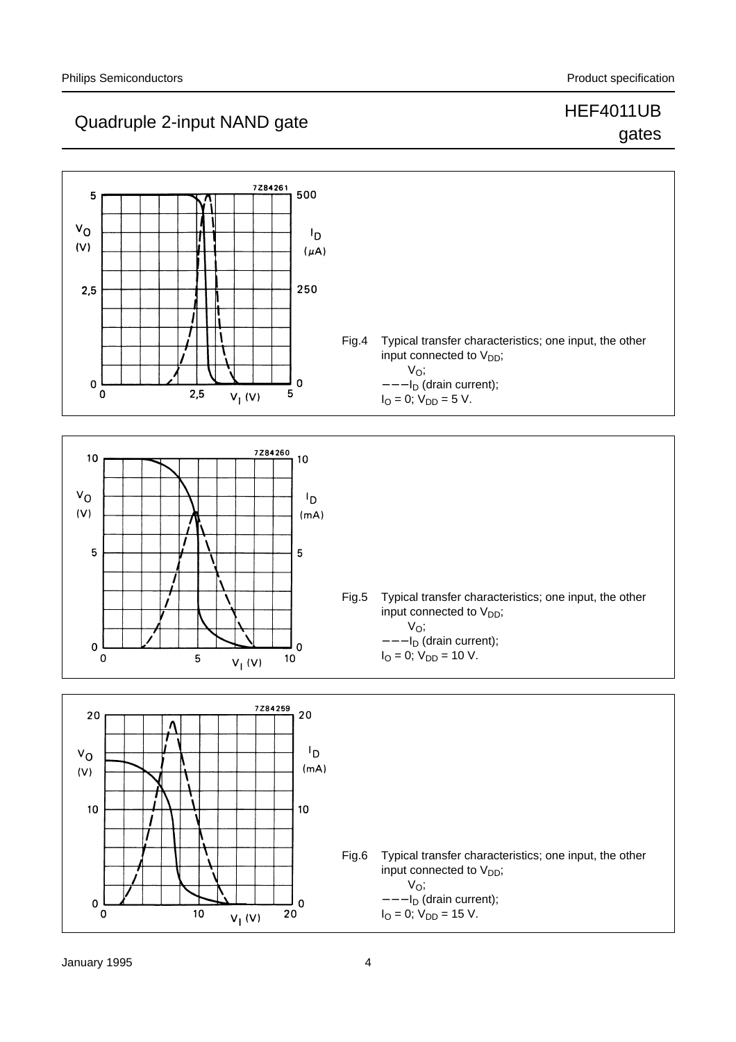7Z84261

5

$V_O$
(V)

2,5

0

0 2,5 $V_I$ (V) 5

500

$I_D$
(μA)

250

0

Fig.4 Typical transfer characteristics; one input, the other input connected to $V_{DD}$;
—— $V_O$;
– – – $I_D$ (drain current);
$I_O = 0$; $V_{DD} = 5$ V.

7Z84260

10

$V_O$
(V)

5

0

0 5 $V_I$ (V) 10

10

$I_D$
(mA)

5

0

Fig.5 Typical transfer characteristics; one input, the other input connected to $V_{DD}$;
—— $V_O$;
– – – $I_D$ (drain current);
$I_O = 0$; $V_{DD} = 10$ V.

7Z84259

20

$V_O$
(V)

10

0

0 10 $V_I$ (V) 20

20

$I_D$
(mA)

10

0

Fig.6 Typical transfer characteristics; one input, the other input connected to $V_{DD}$;
—— $V_O$;
– – – $I_D$ (drain current);
$I_O = 0$; $V_{DD} = 15$ V.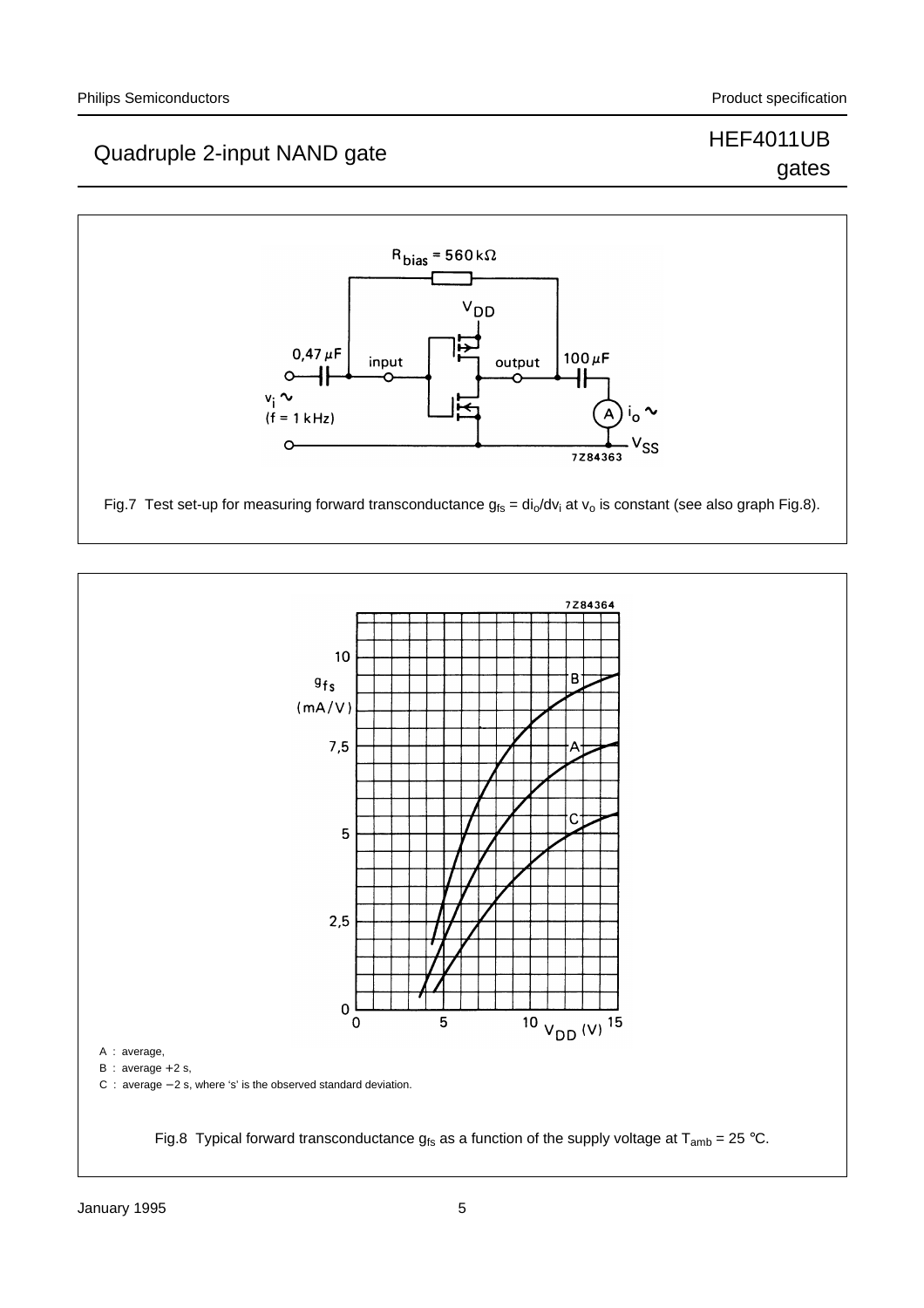$R_{bias}$ = 560 kΩ

$V_{DD}$

0,47 μF

input

output

100 μF

$v_i$ ~

(f = 1 kHz)

A

$i_o$ ~

$V_{SS}$

7Z84363

Fig.7 Test set-up for measuring forward transconductance $g_{fs} = di_o/dv_i$ at $v_o$ is constant (see also graph Fig.8).

7Z84364

$g_{fs}$

(mA/V)

10

7,5

5

2,5

0

0

5

10

15

$V_{DD}$ (V)

B

A

C

A : average,

B : average +2 s,

C : average −2 s, where ‘s’ is the observed standard deviation.

Fig.8 Typical forward transconductance $g_{fs}$ as a function of the supply voltage at $T_{amb}$ = 25 °C.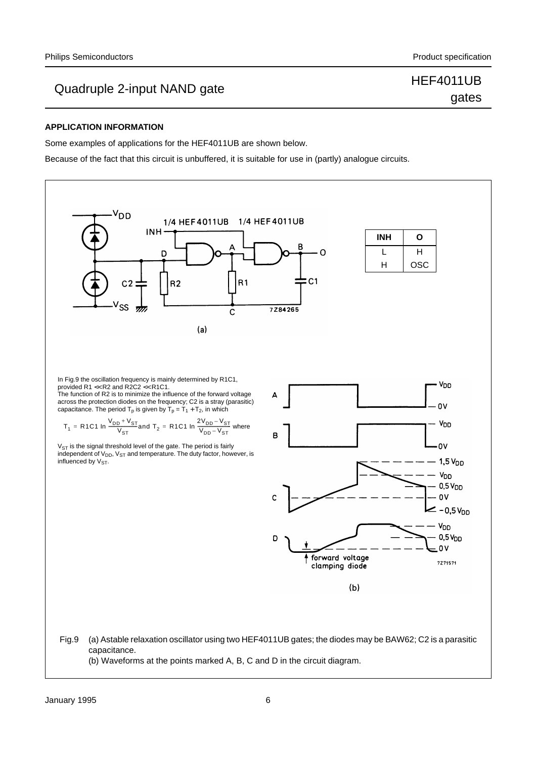## APPLICATION INFORMATION

Some examples of applications for the HEF4011UB are shown below.

Because of the fact that this circuit is unbuffered, it is suitable for use in (partly) analogue circuits.

$V_{DD}$

1/4 HEF4011UB 1/4 HEF4011UB

INH

D A B O

C2 R2 R1 C1

$V_{SS}$

C

7Z84265

| INH | O |
|---|---|
| L | H |
| H | OSC |

(a)

In Fig.9 the oscillation frequency is mainly determined by R1C1, provided R1 << R2 and R2C2 << R1C1.

The function of R2 is to minimize the influence of the forward voltage across the protection diodes on the frequency; C2 is a stray (parasitic) capacitance. The period $T_p$ is given by $T_p = T_1 + T_2$, in which

$$T_1 = R1C1 \ln \frac{V_{DD} + V_{ST}}{V_{ST}} \text{ and } T_2 = R1C1 \ln \frac{2V_{DD} - V_{ST}}{V_{DD} - V_{ST}} \text{ where}$$

$V_{ST}$ is the signal threshold level of the gate. The period is fairly independent of $V_{DD}$, $V_{ST}$ and temperature. The duty factor, however, is influenced by $V_{ST}$.

A

$V_{DD}$

0 V

B

$V_{DD}$

0V

C

1,5 $V_{DD}$

$V_{DD}$

0,5 $V_{DD}$

0V

−0,5 $V_{DD}$

D

$V_{DD}$

0,5 $V_{DD}$

0V

forward voltage clamping diode

7Z71571

(b)

Fig.9 (a) Astable relaxation oscillator using two HEF4011UB gates; the diodes may be BAW62; C2 is a parasitic capacitance.
(b) Waveforms at the points marked A, B, C and D in the circuit diagram.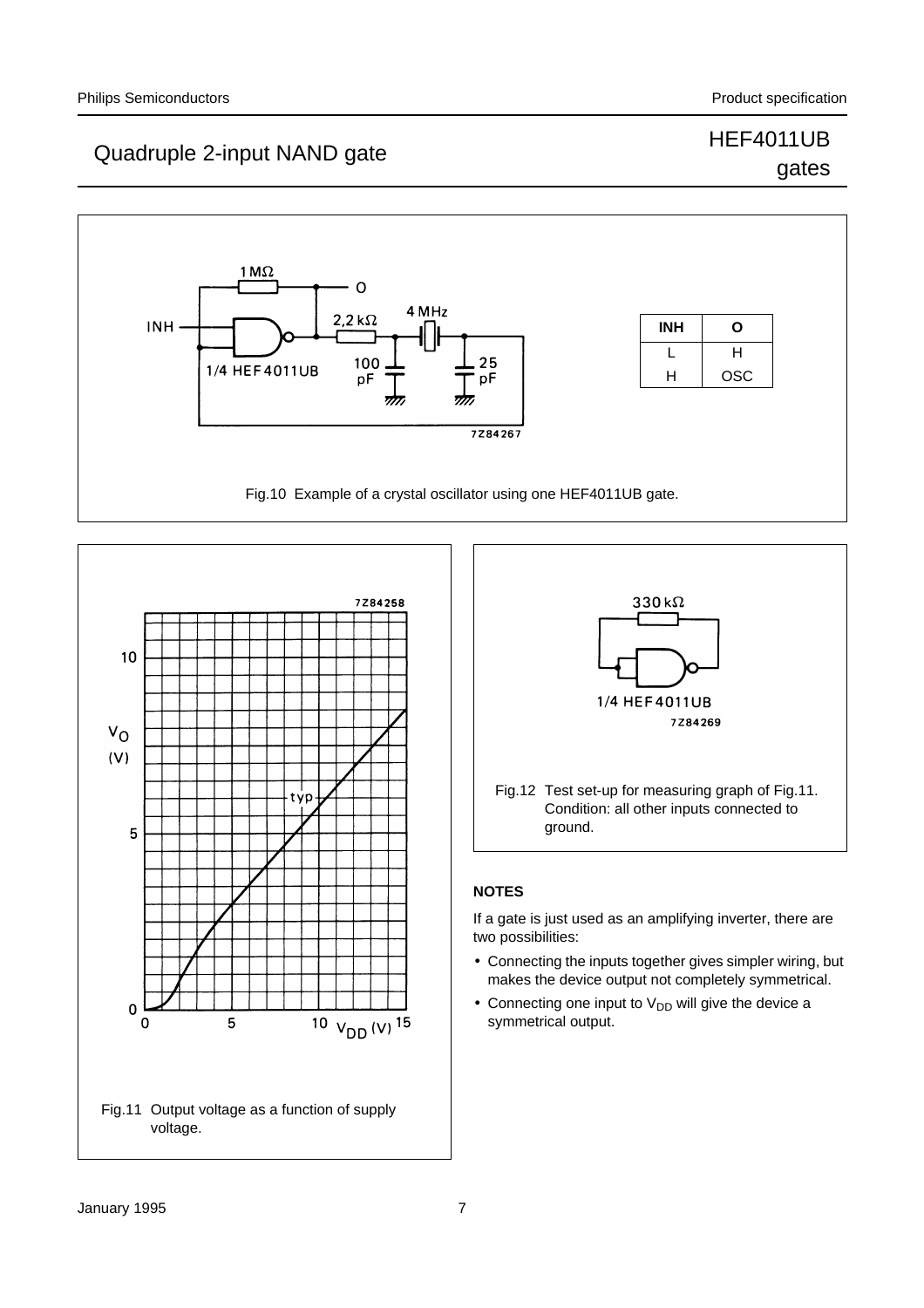| INH | O |
| --- | --- |
| L | H |
| H | OSC |

Fig.10 Example of a crystal oscillator using one HEF4011UB gate.

Fig.11 Output voltage as a function of supply voltage.

Fig.12 Test set-up for measuring graph of Fig.11. Condition: all other inputs connected to ground.

## NOTES

If a gate is just used as an amplifying inverter, there are two possibilities:

- Connecting the inputs together gives simpler wiring, but makes the device output not completely symmetrical.
- Connecting one input to $V_{DD}$ will give the device a symmetrical output.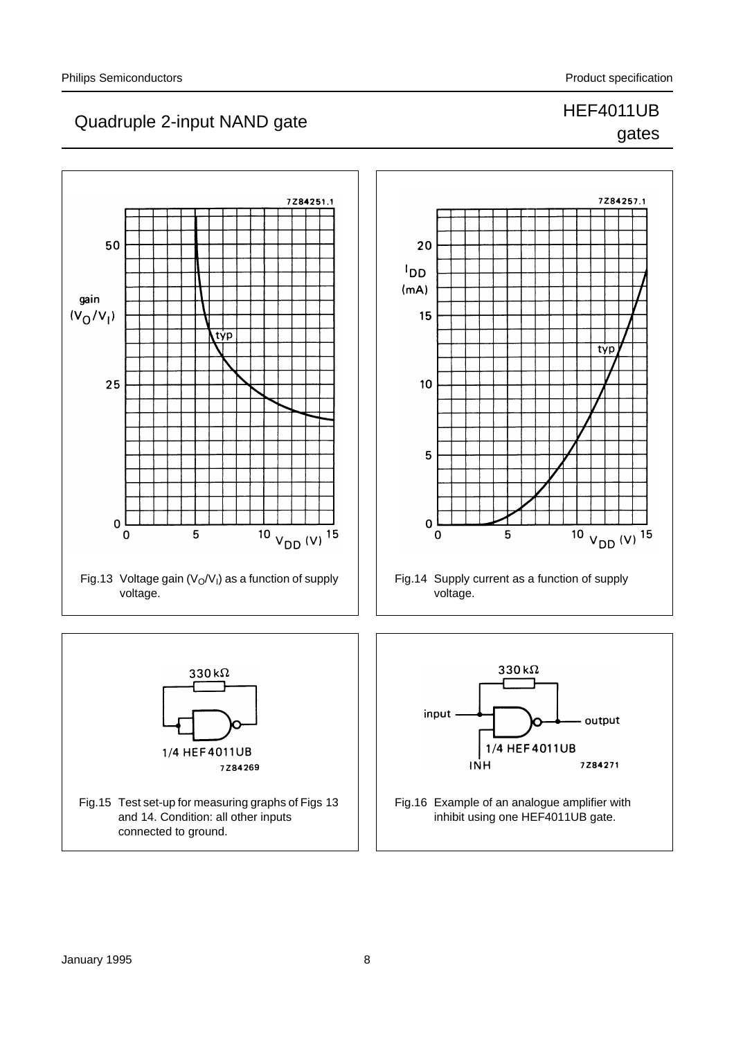7Z84251.1

50

gain
$(V_O/V_I)$

typ

25

0

0 5 10 $V_{DD}$ (V) 15

Fig.13 Voltage gain ($V_O/V_I$) as a function of supply voltage.

7Z84257.1

20

$I_{DD}$
(mA)

15

typ

10

5

0

0 5 10 $V_{DD}$ (V) 15

Fig.14 Supply current as a function of supply voltage.

330 kΩ

1/4 HEF4011UB

7Z84269

Fig.15 Test set-up for measuring graphs of Figs 13 and 14. Condition: all other inputs connected to ground.

330 kΩ

input

output

1/4 HEF4011UB

INH

7Z84271

Fig.16 Example of an analogue amplifier with inhibit using one HEF4011UB gate.